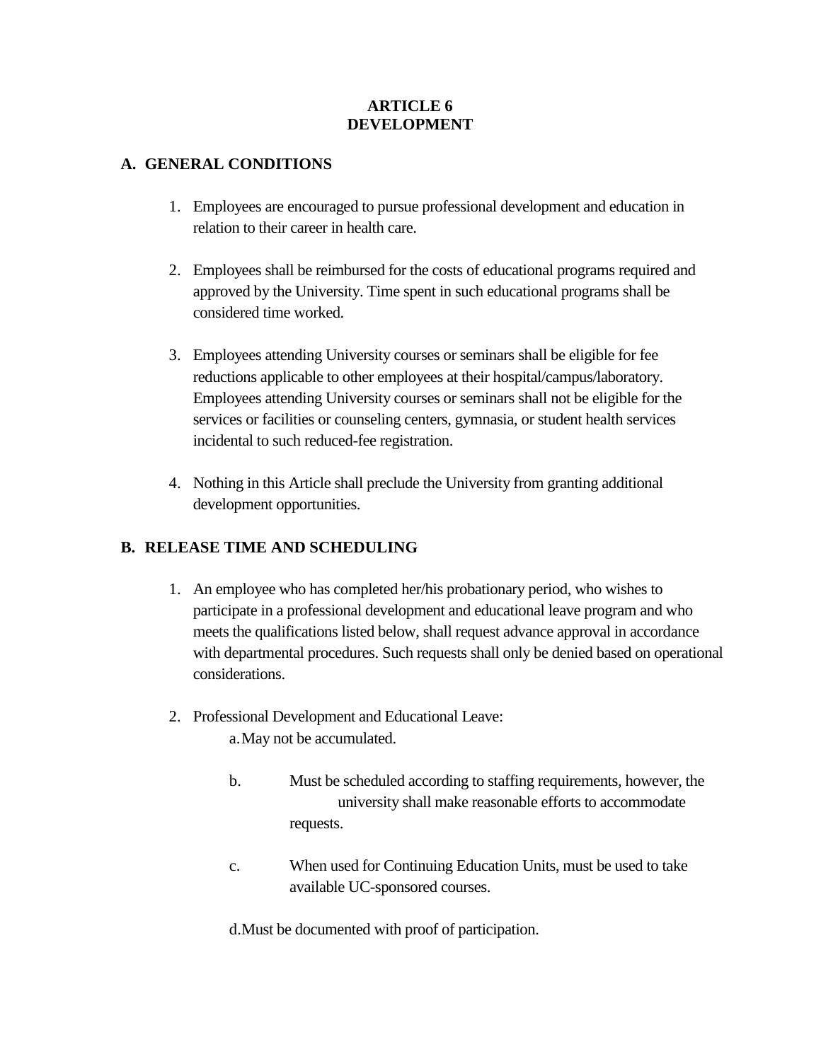# ARTICLE 6
# DEVELOPMENT

## A. GENERAL CONDITIONS

1. Employees are encouraged to pursue professional development and education in relation to their career in health care.

2. Employees shall be reimbursed for the costs of educational programs required and approved by the University. Time spent in such educational programs shall be considered time worked.

3. Employees attending University courses or seminars shall be eligible for fee reductions applicable to other employees at their hospital/campus/laboratory. Employees attending University courses or seminars shall not be eligible for the services or facilities or counseling centers, gymnasia, or student health services incidental to such reduced-fee registration.

4. Nothing in this Article shall preclude the University from granting additional development opportunities.

## B. RELEASE TIME AND SCHEDULING

1. An employee who has completed her/his probationary period, who wishes to participate in a professional development and educational leave program and who meets the qualifications listed below, shall request advance approval in accordance with departmental procedures. Such requests shall only be denied based on operational considerations.

2. Professional Development and Educational Leave:

   a. May not be accumulated.

   b. Must be scheduled according to staffing requirements, however, the university shall make reasonable efforts to accommodate requests.

   c. When used for Continuing Education Units, must be used to take available UC-sponsored courses.

   d. Must be documented with proof of participation.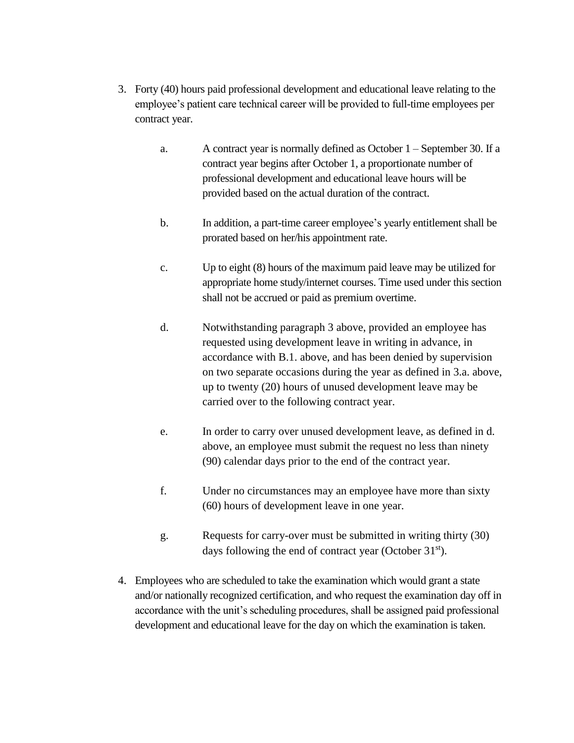3. Forty (40) hours paid professional development and educational leave relating to the employee's patient care technical career will be provided to full-time employees per contract year.

    a. A contract year is normally defined as October 1 – September 30. If a contract year begins after October 1, a proportionate number of professional development and educational leave hours will be provided based on the actual duration of the contract.

    b. In addition, a part-time career employee's yearly entitlement shall be prorated based on her/his appointment rate.

    c. Up to eight (8) hours of the maximum paid leave may be utilized for appropriate home study/internet courses. Time used under this section shall not be accrued or paid as premium overtime.

    d. Notwithstanding paragraph 3 above, provided an employee has requested using development leave in writing in advance, in accordance with B.1. above, and has been denied by supervision on two separate occasions during the year as defined in 3.a. above, up to twenty (20) hours of unused development leave may be carried over to the following contract year.

    e. In order to carry over unused development leave, as defined in d. above, an employee must submit the request no less than ninety (90) calendar days prior to the end of the contract year.

    f. Under no circumstances may an employee have more than sixty (60) hours of development leave in one year.

    g. Requests for carry-over must be submitted in writing thirty (30) days following the end of contract year (October 31st).

4. Employees who are scheduled to take the examination which would grant a state and/or nationally recognized certification, and who request the examination day off in accordance with the unit's scheduling procedures, shall be assigned paid professional development and educational leave for the day on which the examination is taken.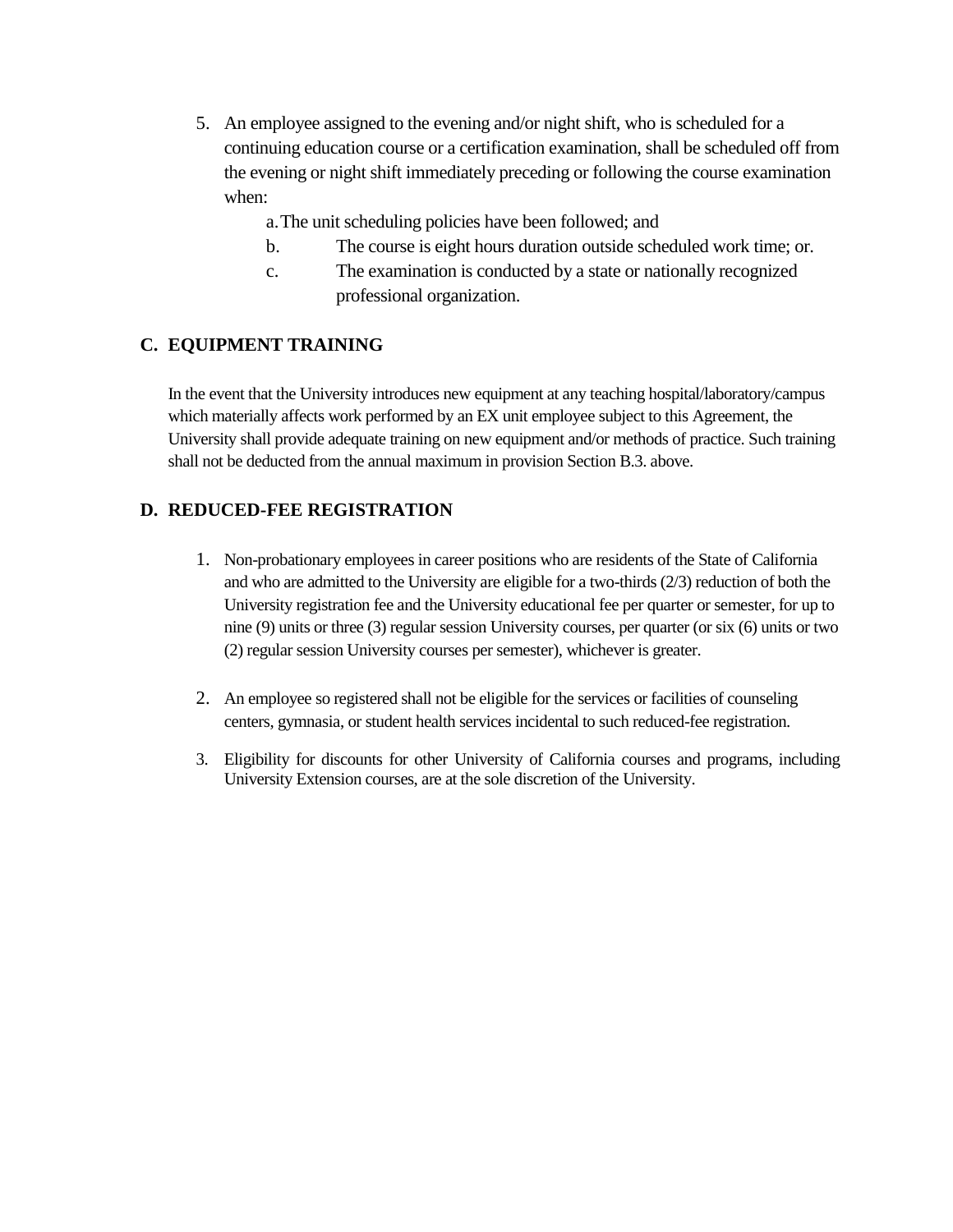5. An employee assigned to the evening and/or night shift, who is scheduled for a continuing education course or a certification examination, shall be scheduled off from the evening or night shift immediately preceding or following the course examination when:

   a. The unit scheduling policies have been followed; and

   b. The course is eight hours duration outside scheduled work time; or.

   c. The examination is conducted by a state or nationally recognized professional organization.

## C. EQUIPMENT TRAINING

In the event that the University introduces new equipment at any teaching hospital/laboratory/campus which materially affects work performed by an EX unit employee subject to this Agreement, the University shall provide adequate training on new equipment and/or methods of practice. Such training shall not be deducted from the annual maximum in provision Section B.3. above.

## D. REDUCED-FEE REGISTRATION

1. Non-probationary employees in career positions who are residents of the State of California and who are admitted to the University are eligible for a two-thirds (2/3) reduction of both the University registration fee and the University educational fee per quarter or semester, for up to nine (9) units or three (3) regular session University courses, per quarter (or six (6) units or two (2) regular session University courses per semester), whichever is greater.

2. An employee so registered shall not be eligible for the services or facilities of counseling centers, gymnasia, or student health services incidental to such reduced-fee registration.

3. Eligibility for discounts for other University of California courses and programs, including University Extension courses, are at the sole discretion of the University.